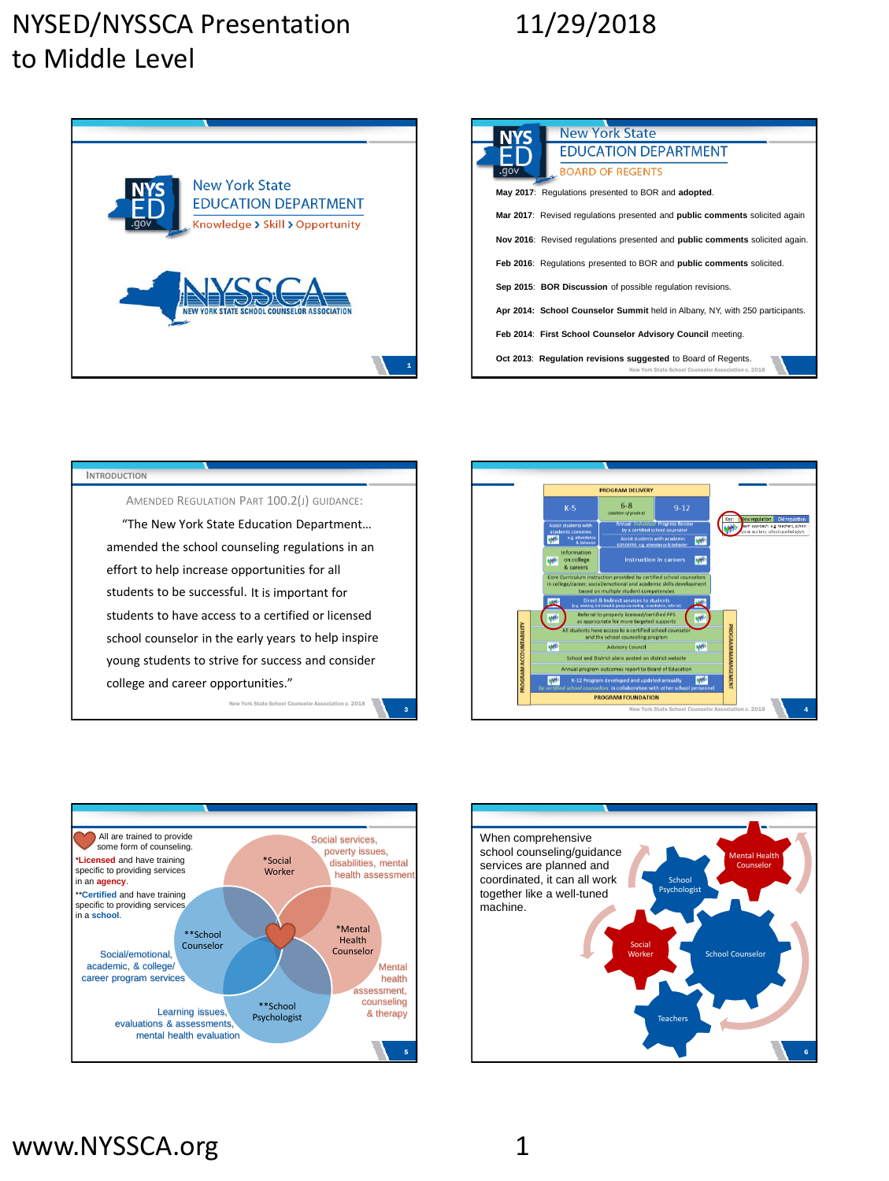# NYSED/NYSSCA Presentation to Middle Level

11/29/2018

---

New York State EDUCATION DEPARTMENT

Knowledge > Skill > Opportunity

NYSSCA

NEW YORK STATE SCHOOL COUNSELOR ASSOCIATION

---

New York State EDUCATION DEPARTMENT

BOARD OF REGENTS

**May 2017**: Regulations presented to BOR and **adopted**.

**Mar 2017**: Revised regulations presented and **public comments** solicited again

**Nov 2016**: Revised regulations presented and **public comments** solicited again.

**Feb 2016**: Regulations presented to BOR and **public comments** solicited.

**Sep 2015**: **BOR Discussion** of possible regulation revisions.

**Apr 2014**: **School Counselor Summit** held in Albany, NY, with 250 participants.

**Feb 2014**: **First School Counselor Advisory Council** meeting.

**Oct 2013**: **Regulation revisions suggested** to Board of Regents.

New York State School Counselor Association c. 2018

---

## INTRODUCTION

AMENDED REGULATION PART 100.2(J) GUIDANCE:

"The New York State Education Department… amended the school counseling regulations in an effort to help increase opportunities for all students to be successful. It is important for students to have access to a certified or licensed school counselor in the early years to help inspire young students to strive for success and consider college and career opportunities."

New York State School Counselor Association c. 2018

---

PROGRAM DELIVERY

| K-5 | 6-8 (addition of grade 6) | 9-12 |
|---|---|---|
| Assist students with academic concerns e.g. attendance & behavior | Annual Individual Progress Review by a certified school counselor | |
| | Assist students with academic concerns e.g. attendance & behavior | |
| Information on college & careers | Instruction in careers | |

Core Curriculum instruction provided by certified school counselors in college/career, social/emotional and academic skills development based on multiple student competencies

Direct & Indirect services to students (e.g. advising, individual & group counseling, consultation, referral)

Referral to properly licensed/certified PPS as appropriate for more targeted supports

All students have access to a certified school counselor and the school counseling program

Advisory Council

School and District plans posted on district website

Annual program outcomes report to Board of Education

K-12 Program developed and updated annually by certified school counselors in collaboration with other school personnel

PROGRAM FOUNDATION

PROGRAM ACCOUNTABILITY | PROGRAM MANAGEMENT

Key: New regulation | Old regulation — Team approach: e.g. teachers, school social workers, school psychologists

New York State School Counselor Association c. 2018

---

All are trained to provide some form of counseling.

*Licensed and have training specific to providing services in an agency.

**Certified and have training specific to providing services in a school.

*Social Worker — Social services, poverty issues, disabilities, mental health assessment

*Mental Health Counselor — Mental health assessment, counseling & therapy

**School Counselor — Social/emotional, academic, & college/career program services

**School Psychologist — Learning issues, evaluations & assessments, mental health evaluation

---

When comprehensive school counseling/guidance services are planned and coordinated, it can all work together like a well-tuned machine.

Mental Health Counselor · School Psychologist · Social Worker · School Counselor · Teachers

---

www.NYSSCA.org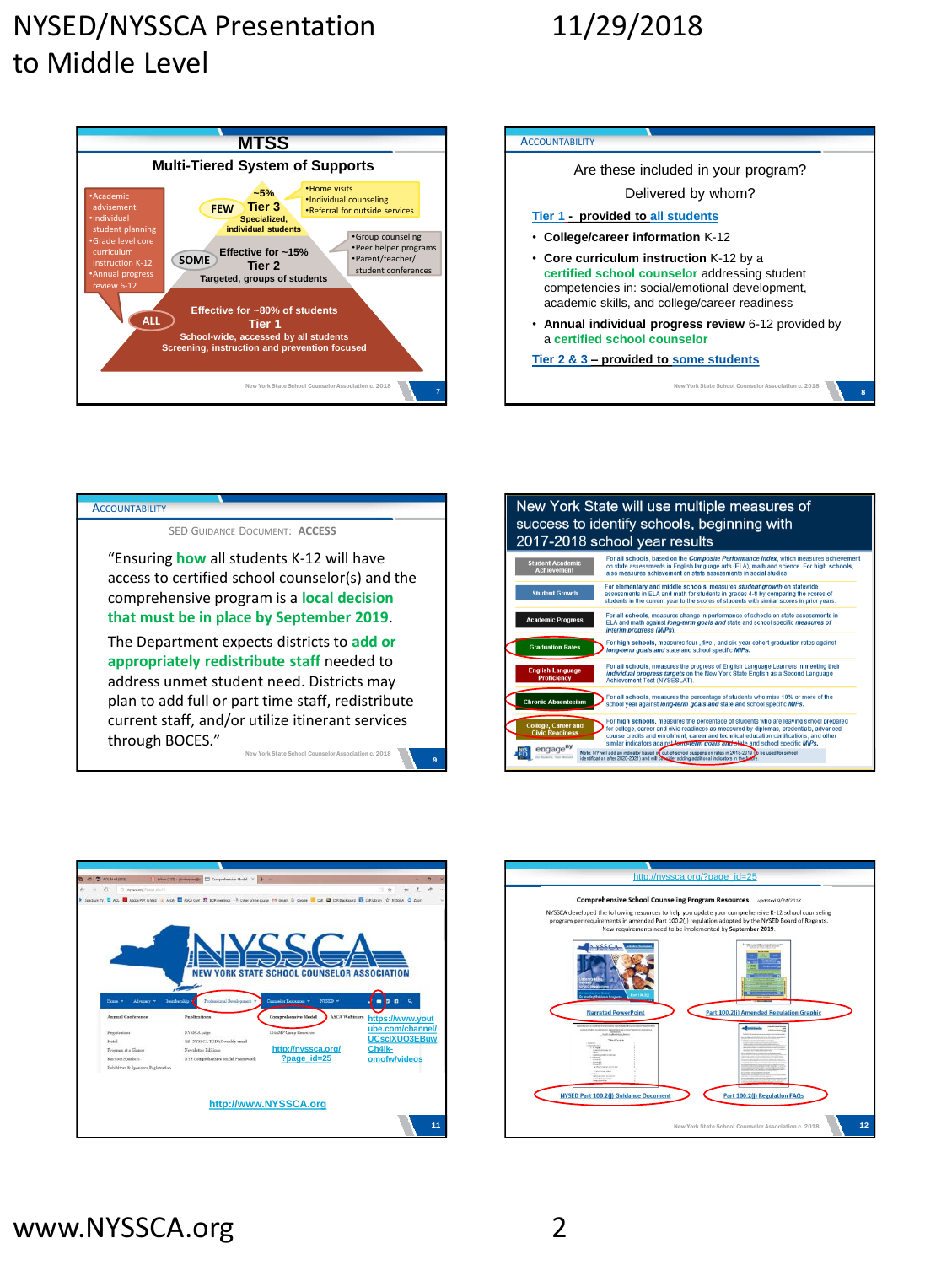## MTSS

### Multi-Tiered System of Supports

- Academic advisement
- Individual student planning
- Grade level core curriculum instruction K-12
- Annual progress review 6-12

**FEW** — ~5% Tier 3 — Specialized, individual students

- Home visits
- Individual counseling
- Referral for outside services

**SOME** — Effective for ~15% Tier 2 — Targeted, groups of students

- Group counseling
- Peer helper programs
- Parent/teacher/student conferences

**ALL** — Effective for ~80% of students Tier 1 — School-wide, accessed by all students. Screening, instruction and prevention focused

## Accountability

Are these included in your program?

Delivered by whom?

**Tier 1 - provided to all students**

- **College/career information** K-12
- **Core curriculum instruction** K-12 by a certified school counselor addressing student competencies in: social/emotional development, academic skills, and college/career readiness
- **Annual individual progress review** 6-12 provided by a certified school counselor

**Tier 2 & 3 – provided to some students**

## Accountability

SED Guidance Document: ACCESS

"Ensuring **how** all students K-12 will have access to certified school counselor(s) and the comprehensive program is a **local decision that must be in place by September 2019**.

The Department expects districts to **add or appropriately redistribute staff** needed to address unmet student need. Districts may plan to add full or part time staff, redistribute current staff, and/or utilize itinerant services through BOCES."

## New York State will use multiple measures of success to identify schools, beginning with 2017-2018 school year results

| Measure | Description |
|---|---|
| Student Academic Achievement | For all schools, based on the *Composite Performance Index*, which measures achievement on state assessments in English language arts (ELA), math and science. For high schools, also measures achievement on state assessments in social studies. |
| Student Growth | For elementary and middle schools, measures *student growth* on statewide assessments in ELA and math in grades 4-8 by comparing the scores of students in the current year to the scores of students with similar scores in prior years. |
| Academic Progress | For all schools, measures change in performance of schools on state assessments in ELA and math against *long-term goals* and state and school specific *measures of interim progress (MIPs)*. |
| Graduation Rates | For high schools, measures four-, five-, and six-year cohort graduation rates against *long-term goals* and state and school specific *MIPs*. |
| English Language Proficiency | For all schools, measures the progress of English Language Learners in meeting their *individual progress targets* on the New York State English as a Second Language Achievement Test (NYSESLAT). |
| Chronic Absenteeism | For all schools, measures the percentage of students who miss 10% or more of the school year against *long-term goals* and state and school specific *MIPs*. |
| College, Career and Civic Readiness | For high schools, measures the percentage of students who are leaving school prepared for college, career and civic readiness as measured by diplomas, credentials, advanced course credits and enrollment, career and technical education certifications, and other similar indicators against *long-term goals* and state and school specific *MIPs*. |

Note: NY will add an indicator based on out-of-school suspension rates in 2018-2019 to be used for school identification after 2020-2021 and will consider adding additional indicators in the future.

## NYSSCA – New York State School Counselor Association

https://www.youtube.com/channel/UCsclXUO3EBuwCh4lk-omofw/videos

http://nyssca.org/?page_id=25

http://www.NYSSCA.org

## http://nyssca.org/?page_id=25

**Comprehensive School Counseling Program Resources**

NYSSCA developed the following resources to help you update your comprehensive K-12 school counseling program per requirements in amended Part 100.2(j) regulation adopted by the NYSED Board of Regents. New requirements need to be implemented by September 2019.

- Narrated PowerPoint
- Part 100.2(j) Amended Regulation Graphic
- NYSED Part 100.2(j) Guidance Document
- Part 100.2(j) Regulation FAQs

www.NYSSCA.org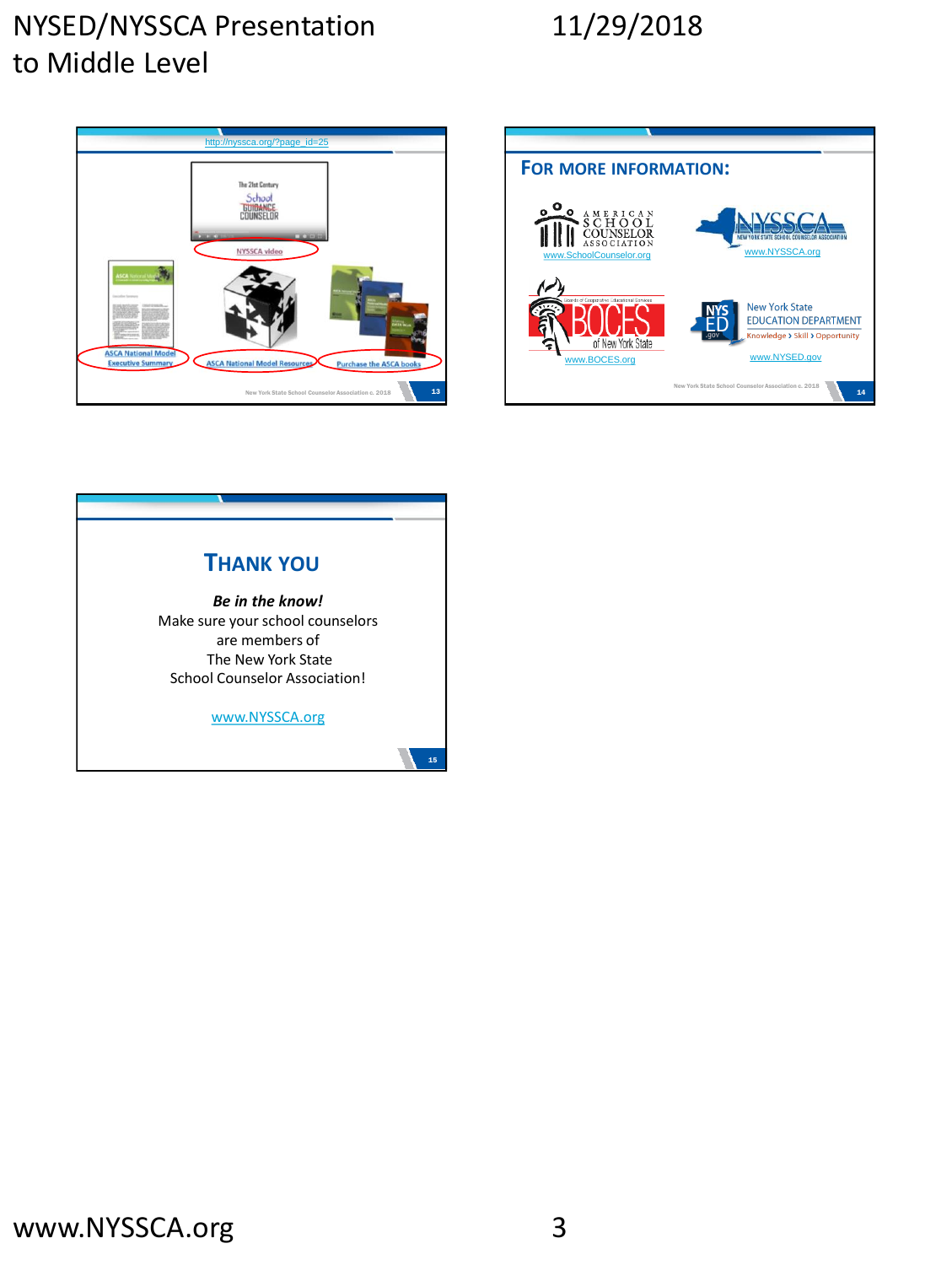http://nyssca.org/?page_id=25

The 21st Century School Guidance Counselor

NYSSCA video

ASCA National Model Executive Summary

ASCA National Model Resources

Purchase the ASCA books

## For more information:

AMERICAN SCHOOL COUNSELOR ASSOCIATION
www.SchoolCounselor.org

NYSSCA
NEW YORK STATE SCHOOL COUNSELOR ASSOCIATION
www.NYSSCA.org

Boards of Cooperative Educational Services
BOCES of New York State
www.BOCES.org

NYS ED .gov
New York State EDUCATION DEPARTMENT
Knowledge › Skill › Opportunity
www.NYSED.gov

## Thank you

***Be in the know!***

Make sure your school counselors are members of The New York State School Counselor Association!

www.NYSSCA.org